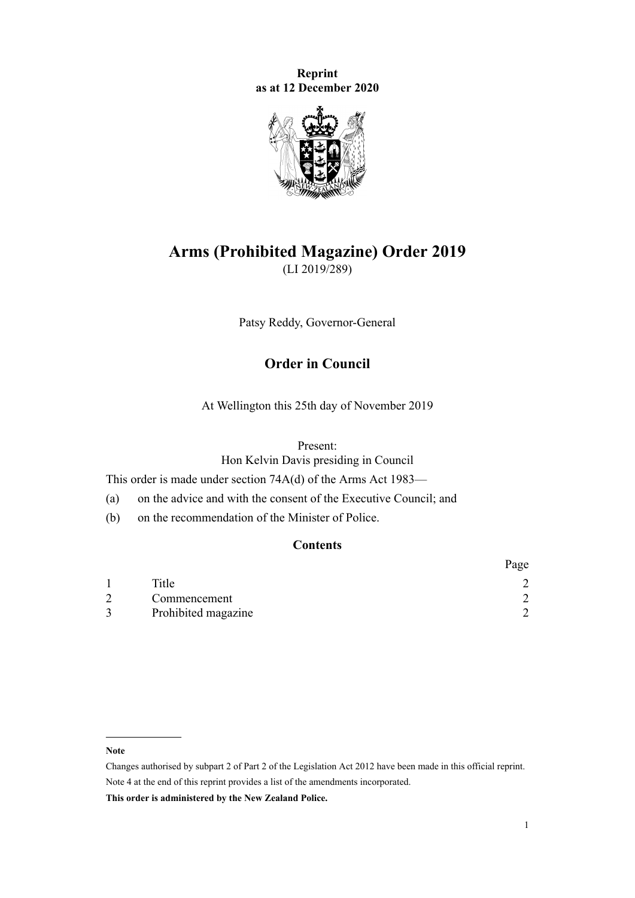**Reprint**
**as at 12 December 2020**

# Arms (Prohibited Magazine) Order 2019

(LI 2019/289)

Patsy Reddy, Governor-General

## Order in Council

At Wellington this 25th day of November 2019

Present:
Hon Kelvin Davis presiding in Council

This order is made under section 74A(d) of the Arms Act 1983—

(a) on the advice and with the consent of the Executive Council; and

(b) on the recommendation of the Minister of Police.

### Contents

| | | Page |
|---|---|---|
| 1 | Title | 2 |
| 2 | Commencement | 2 |
| 3 | Prohibited magazine | 2 |

---

**Note**

Changes authorised by subpart 2 of Part 2 of the Legislation Act 2012 have been made in this official reprint.
Note 4 at the end of this reprint provides a list of the amendments incorporated.

**This order is administered by the New Zealand Police.**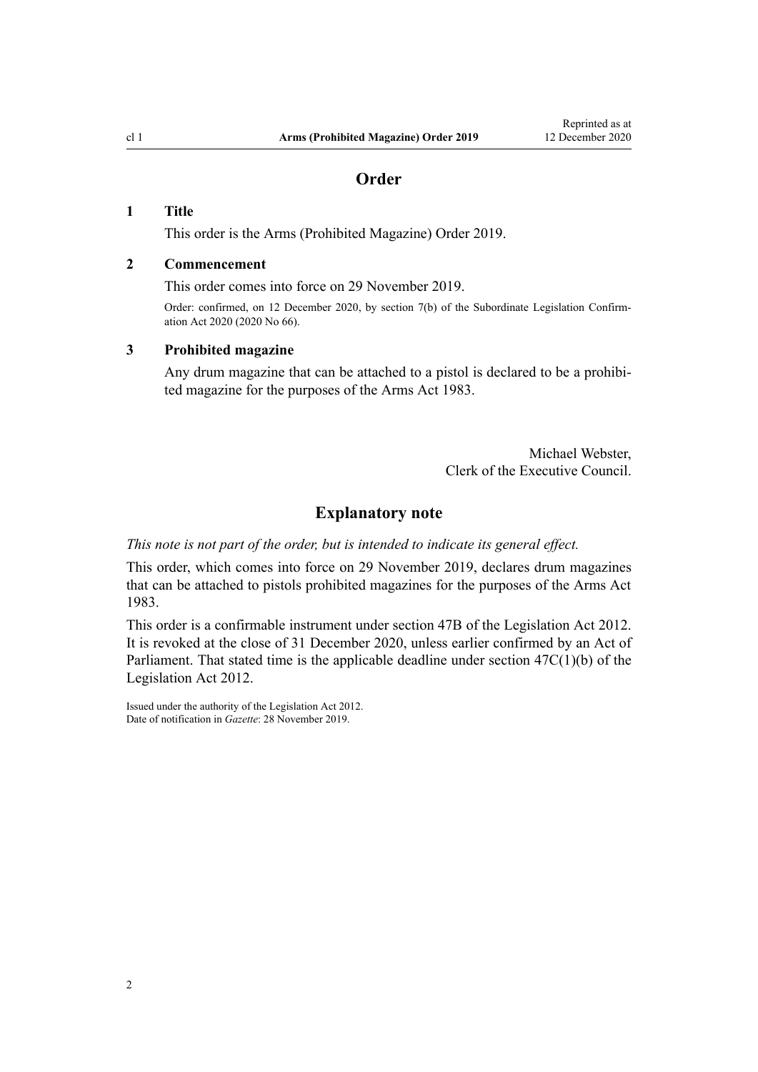## Order

### 1 Title

This order is the Arms (Prohibited Magazine) Order 2019.

### 2 Commencement

This order comes into force on 29 November 2019.

Order: confirmed, on 12 December 2020, by section 7(b) of the Subordinate Legislation Confirmation Act 2020 (2020 No 66).

### 3 Prohibited magazine

Any drum magazine that can be attached to a pistol is declared to be a prohibited magazine for the purposes of the Arms Act 1983.

Michael Webster,
Clerk of the Executive Council.

## Explanatory note

*This note is not part of the order, but is intended to indicate its general effect.*

This order, which comes into force on 29 November 2019, declares drum magazines that can be attached to pistols prohibited magazines for the purposes of the Arms Act 1983.

This order is a confirmable instrument under section 47B of the Legislation Act 2012. It is revoked at the close of 31 December 2020, unless earlier confirmed by an Act of Parliament. That stated time is the applicable deadline under section 47C(1)(b) of the Legislation Act 2012.

Issued under the authority of the Legislation Act 2012.
Date of notification in *Gazette*: 28 November 2019.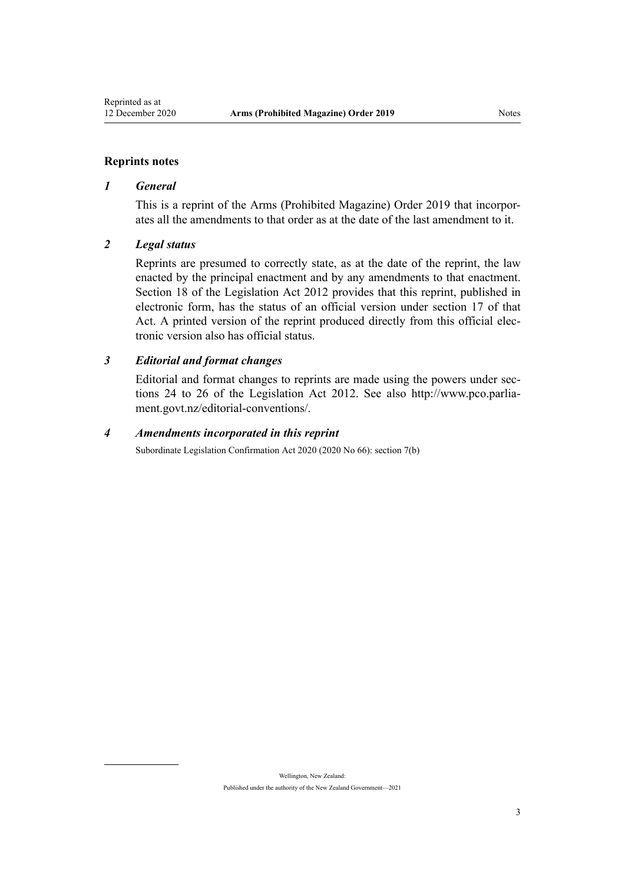## Reprints notes

### *1 General*

This is a reprint of the Arms (Prohibited Magazine) Order 2019 that incorporates all the amendments to that order as at the date of the last amendment to it.

### *2 Legal status*

Reprints are presumed to correctly state, as at the date of the reprint, the law enacted by the principal enactment and by any amendments to that enactment. Section 18 of the Legislation Act 2012 provides that this reprint, published in electronic form, has the status of an official version under section 17 of that Act. A printed version of the reprint produced directly from this official electronic version also has official status.

### *3 Editorial and format changes*

Editorial and format changes to reprints are made using the powers under sections 24 to 26 of the Legislation Act 2012. See also http://www.pco.parliament.govt.nz/editorial-conventions/.

### *4 Amendments incorporated in this reprint*

Subordinate Legislation Confirmation Act 2020 (2020 No 66): section 7(b)

Wellington, New Zealand:

Published under the authority of the New Zealand Government—2021